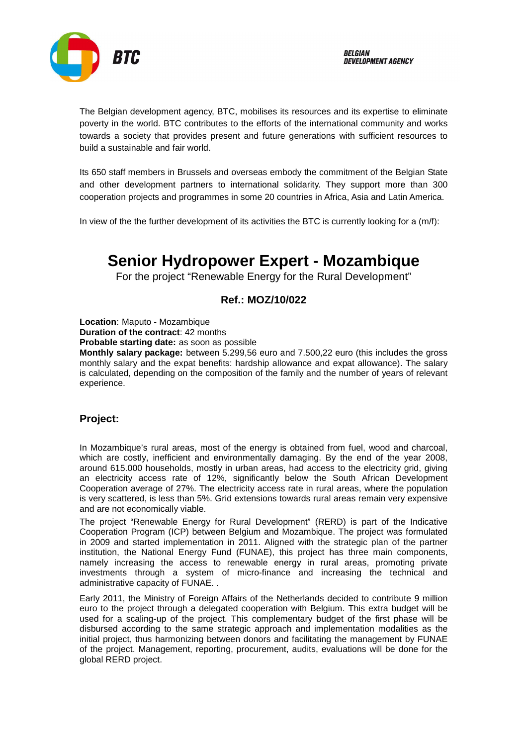BTC

BELGIAN DEVELOPMENT AGENCY

The Belgian development agency, BTC, mobilises its resources and its expertise to eliminate poverty in the world. BTC contributes to the efforts of the international community and works towards a society that provides present and future generations with sufficient resources to build a sustainable and fair world.

Its 650 staff members in Brussels and overseas embody the commitment of the Belgian State and other development partners to international solidarity. They support more than 300 cooperation projects and programmes in some 20 countries in Africa, Asia and Latin America.

In view of the the further development of its activities the BTC is currently looking for a (m/f):

# Senior Hydropower Expert - Mozambique

For the project "Renewable Energy for the Rural Development"

### Ref.: MOZ/10/022

**Location**: Maputo - Mozambique
**Duration of the contract**: 42 months
**Probable starting date:** as soon as possible
**Monthly salary package:** between 5.299,56 euro and 7.500,22 euro (this includes the gross monthly salary and the expat benefits: hardship allowance and expat allowance). The salary is calculated, depending on the composition of the family and the number of years of relevant experience.

## Project:

In Mozambique's rural areas, most of the energy is obtained from fuel, wood and charcoal, which are costly, inefficient and environmentally damaging. By the end of the year 2008, around 615.000 households, mostly in urban areas, had access to the electricity grid, giving an electricity access rate of 12%, significantly below the South African Development Cooperation average of 27%. The electricity access rate in rural areas, where the population is very scattered, is less than 5%. Grid extensions towards rural areas remain very expensive and are not economically viable.

The project "Renewable Energy for Rural Development" (RERD) is part of the Indicative Cooperation Program (ICP) between Belgium and Mozambique. The project was formulated in 2009 and started implementation in 2011. Aligned with the strategic plan of the partner institution, the National Energy Fund (FUNAE), this project has three main components, namely increasing the access to renewable energy in rural areas, promoting private investments through a system of micro-finance and increasing the technical and administrative capacity of FUNAE. .

Early 2011, the Ministry of Foreign Affairs of the Netherlands decided to contribute 9 million euro to the project through a delegated cooperation with Belgium. This extra budget will be used for a scaling-up of the project. This complementary budget of the first phase will be disbursed according to the same strategic approach and implementation modalities as the initial project, thus harmonizing between donors and facilitating the management by FUNAE of the project. Management, reporting, procurement, audits, evaluations will be done for the global RERD project.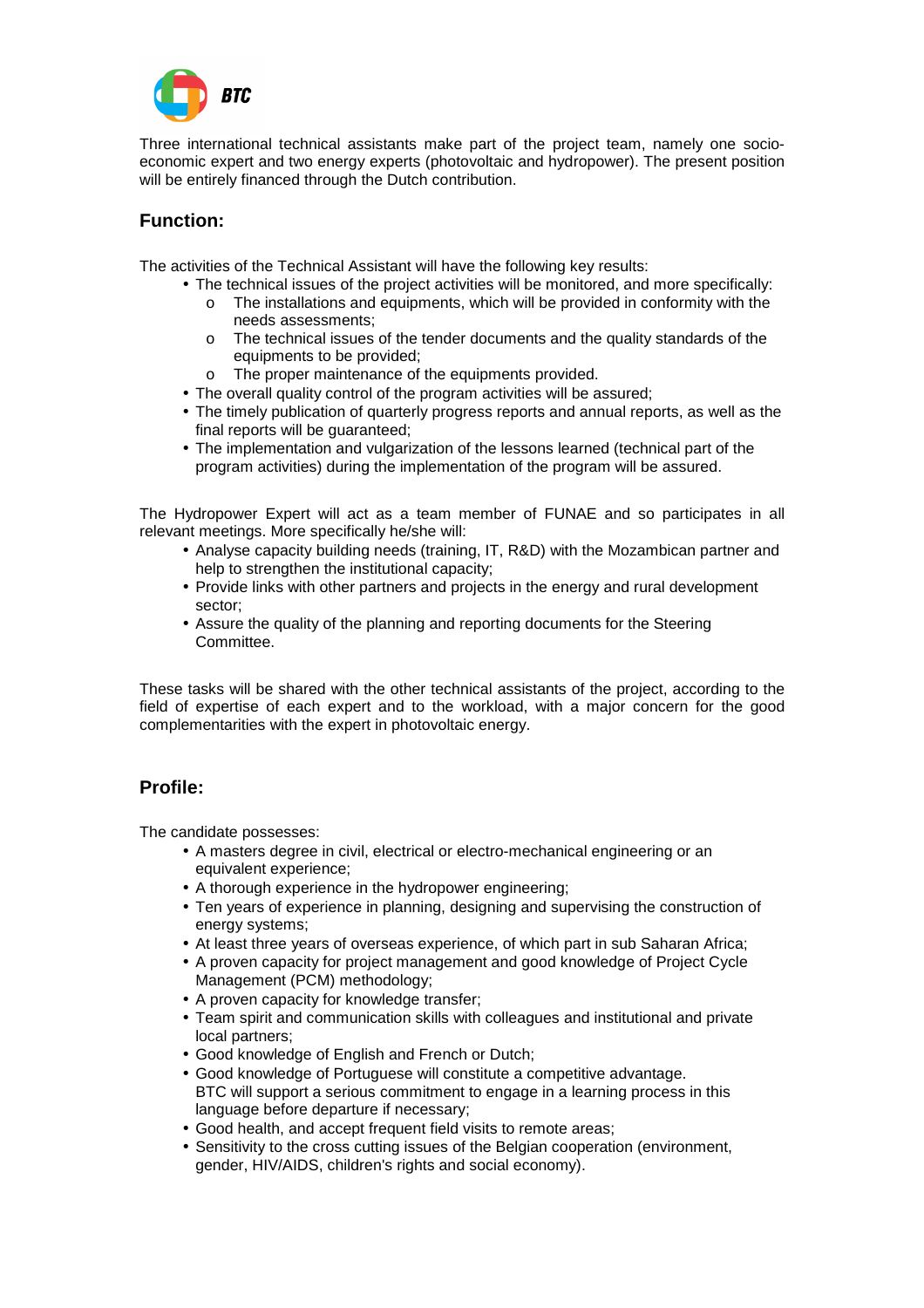Three international technical assistants make part of the project team, namely one socio-economic expert and two energy experts (photovoltaic and hydropower). The present position will be entirely financed through the Dutch contribution.

## Function:

The activities of the Technical Assistant will have the following key results:

- The technical issues of the project activities will be monitored, and more specifically:
  - The installations and equipments, which will be provided in conformity with the needs assessments;
  - The technical issues of the tender documents and the quality standards of the equipments to be provided;
  - The proper maintenance of the equipments provided.
- The overall quality control of the program activities will be assured;
- The timely publication of quarterly progress reports and annual reports, as well as the final reports will be guaranteed;
- The implementation and vulgarization of the lessons learned (technical part of the program activities) during the implementation of the program will be assured.

The Hydropower Expert will act as a team member of FUNAE and so participates in all relevant meetings. More specifically he/she will:

- Analyse capacity building needs (training, IT, R&D) with the Mozambican partner and help to strengthen the institutional capacity;
- Provide links with other partners and projects in the energy and rural development sector;
- Assure the quality of the planning and reporting documents for the Steering Committee.

These tasks will be shared with the other technical assistants of the project, according to the field of expertise of each expert and to the workload, with a major concern for the good complementarities with the expert in photovoltaic energy.

## Profile:

The candidate possesses:

- A masters degree in civil, electrical or electro-mechanical engineering or an equivalent experience;
- A thorough experience in the hydropower engineering;
- Ten years of experience in planning, designing and supervising the construction of energy systems;
- At least three years of overseas experience, of which part in sub Saharan Africa;
- A proven capacity for project management and good knowledge of Project Cycle Management (PCM) methodology;
- A proven capacity for knowledge transfer;
- Team spirit and communication skills with colleagues and institutional and private local partners;
- Good knowledge of English and French or Dutch;
- Good knowledge of Portuguese will constitute a competitive advantage. BTC will support a serious commitment to engage in a learning process in this language before departure if necessary;
- Good health, and accept frequent field visits to remote areas;
- Sensitivity to the cross cutting issues of the Belgian cooperation (environment, gender, HIV/AIDS, children's rights and social economy).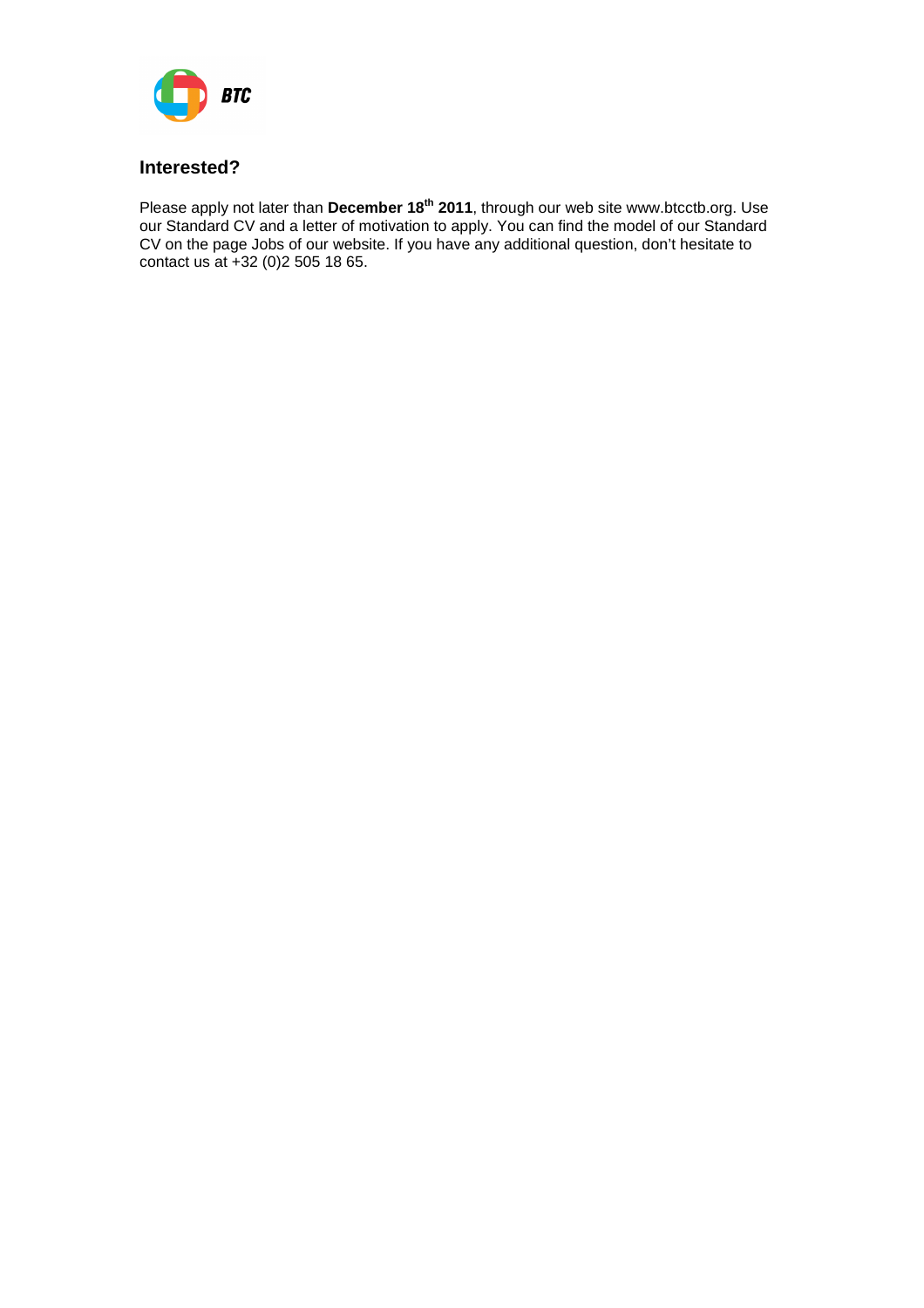## Interested?

Please apply not later than **December 18th 2011**, through our web site www.btcctb.org. Use our Standard CV and a letter of motivation to apply. You can find the model of our Standard CV on the page Jobs of our website. If you have any additional question, don't hesitate to contact us at +32 (0)2 505 18 65.